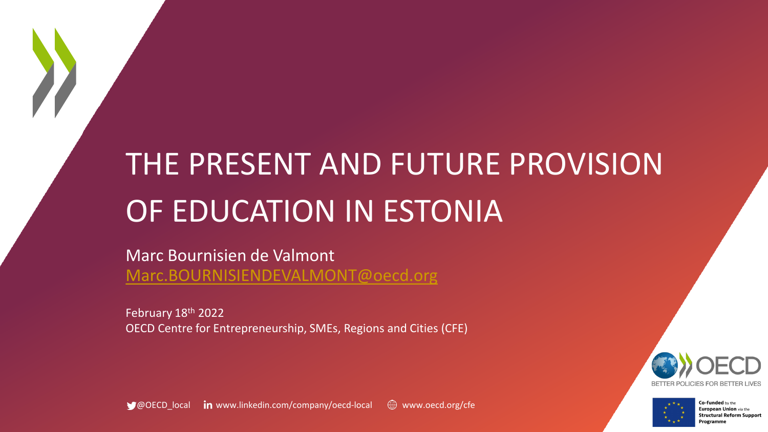# THE PRESENT AND FUTURE PROVISION OF EDUCATION IN ESTONIA

Marc Bournisien de Valmont
Marc.BOURNISIENDEVALMONT@oecd.org

February 18th 2022
OECD Centre for Entrepreneurship, SMEs, Regions and Cities (CFE)

@OECD_local  www.linkedin.com/company/oecd-local  www.oecd.org/cfe

OECD BETTER POLICIES FOR BETTER LIVES

Co-funded by the European Union via the Structural Reform Support Programme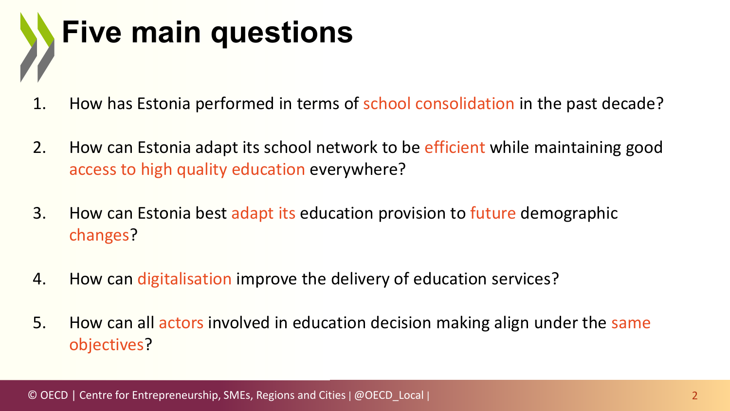# Five main questions

1. How has Estonia performed in terms of school consolidation in the past decade?

2. How can Estonia adapt its school network to be efficient while maintaining good access to high quality education everywhere?

3. How can Estonia best adapt its education provision to future demographic changes?

4. How can digitalisation improve the delivery of education services?

5. How can all actors involved in education decision making align under the same objectives?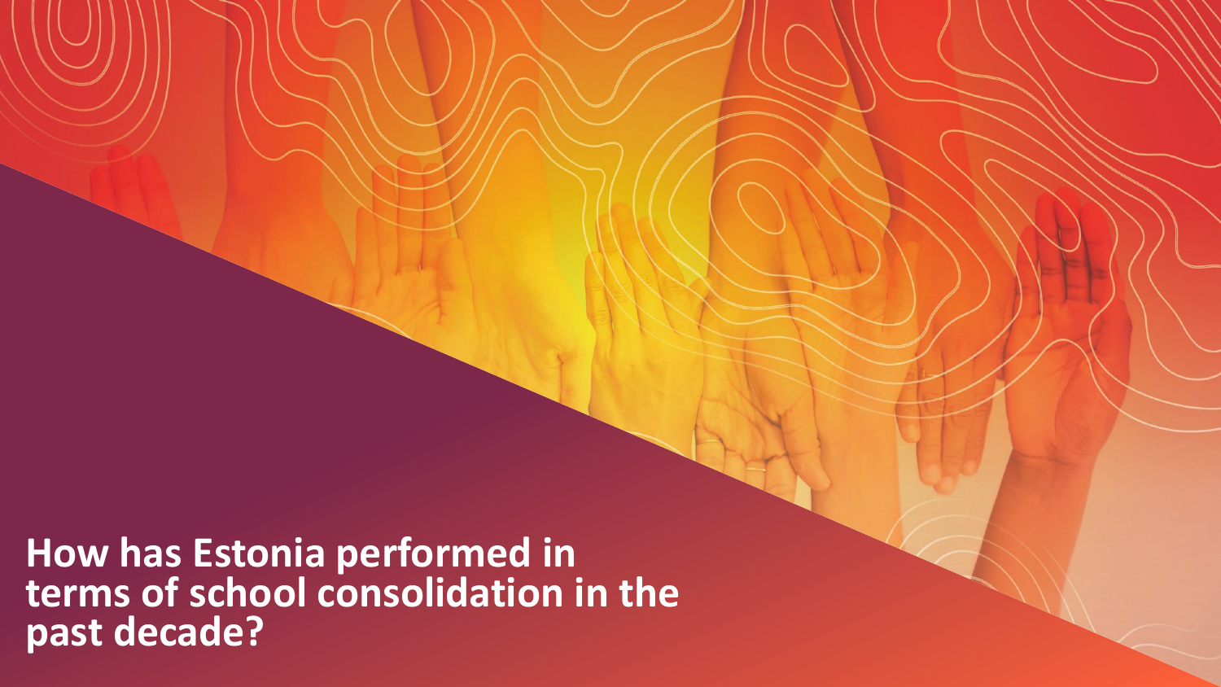# How has Estonia performed in terms of school consolidation in the past decade?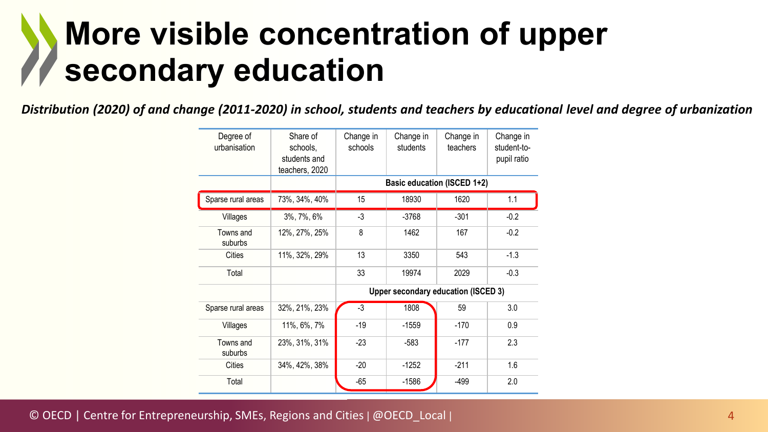# More visible concentration of upper secondary education

*Distribution (2020) of and change (2011-2020) in school, students and teachers by educational level and degree of urbanization*

| Degree of urbanisation | Share of schools, students and teachers, 2020 | Change in schools | Change in students | Change in teachers | Change in student-to-pupil ratio |
|---|---|---|---|---|---|
| | | **Basic education (ISCED 1+2)** | | | |
| Sparse rural areas | 73%, 34%, 40% | 15 | 18930 | 1620 | 1.1 |
| Villages | 3%, 7%, 6% | -3 | -3768 | -301 | -0.2 |
| Towns and suburbs | 12%, 27%, 25% | 8 | 1462 | 167 | -0.2 |
| Cities | 11%, 32%, 29% | 13 | 3350 | 543 | -1.3 |
| Total | | 33 | 19974 | 2029 | -0.3 |
| | | **Upper secondary education (ISCED 3)** | | | |
| Sparse rural areas | 32%, 21%, 23% | -3 | 1808 | 59 | 3.0 |
| Villages | 11%, 6%, 7% | -19 | -1559 | -170 | 0.9 |
| Towns and suburbs | 23%, 31%, 31% | -23 | -583 | -177 | 2.3 |
| Cities | 34%, 42%, 38% | -20 | -1252 | -211 | 1.6 |
| Total | | -65 | -1586 | -499 | 2.0 |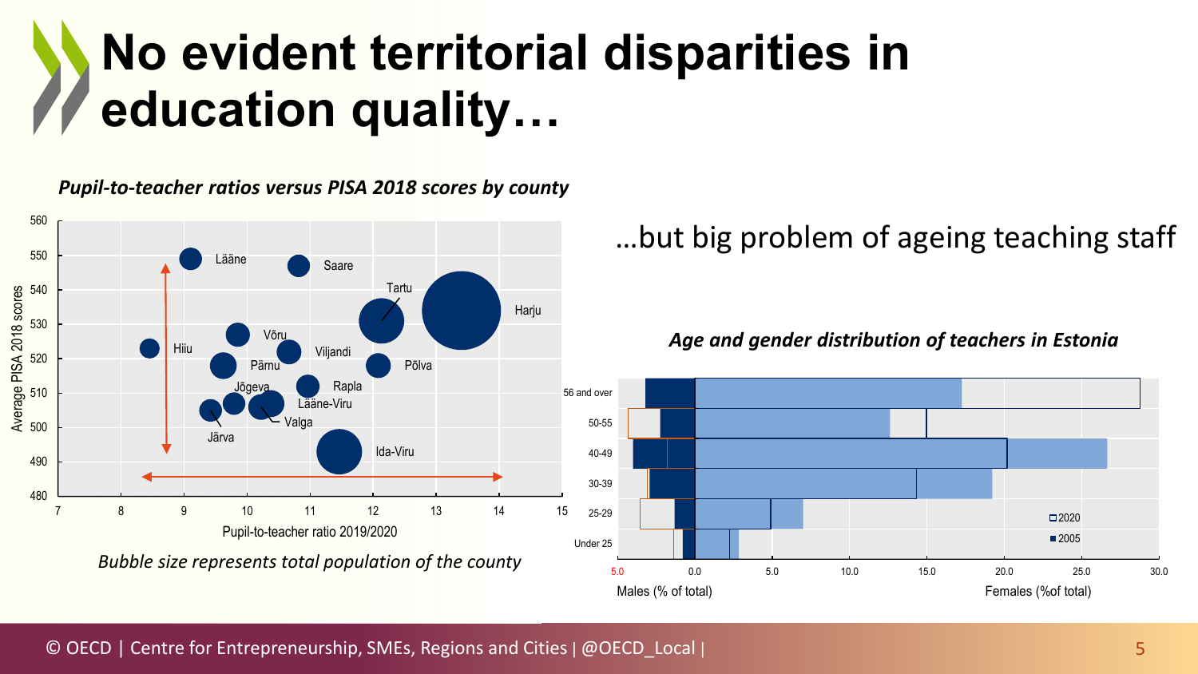# No evident territorial disparities in education quality…

*Pupil-to-teacher ratios versus PISA 2018 scores by county*

*Bubble size represents total population of the county*

…but big problem of ageing teaching staff

*Age and gender distribution of teachers in Estonia*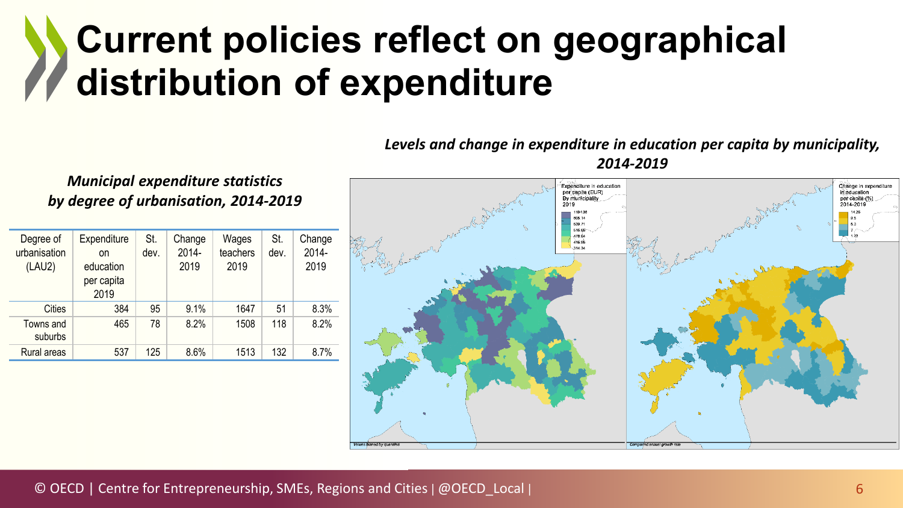# Current policies reflect on geographical distribution of expenditure

*Municipal expenditure statistics by degree of urbanisation, 2014-2019*

| Degree of urbanisation (LAU2) | Expenditure on education per capita 2019 | St. dev. | Change 2014-2019 | Wages teachers 2019 | St. dev. | Change 2014-2019 |
|---|---|---|---|---|---|---|
| Cities | 384 | 95 | 9.1% | 1647 | 51 | 8.3% |
| Towns and suburbs | 465 | 78 | 8.2% | 1508 | 118 | 8.2% |
| Rural areas | 537 | 125 | 8.6% | 1513 | 132 | 8.7% |

*Levels and change in expenditure in education per capita by municipality, 2014-2019*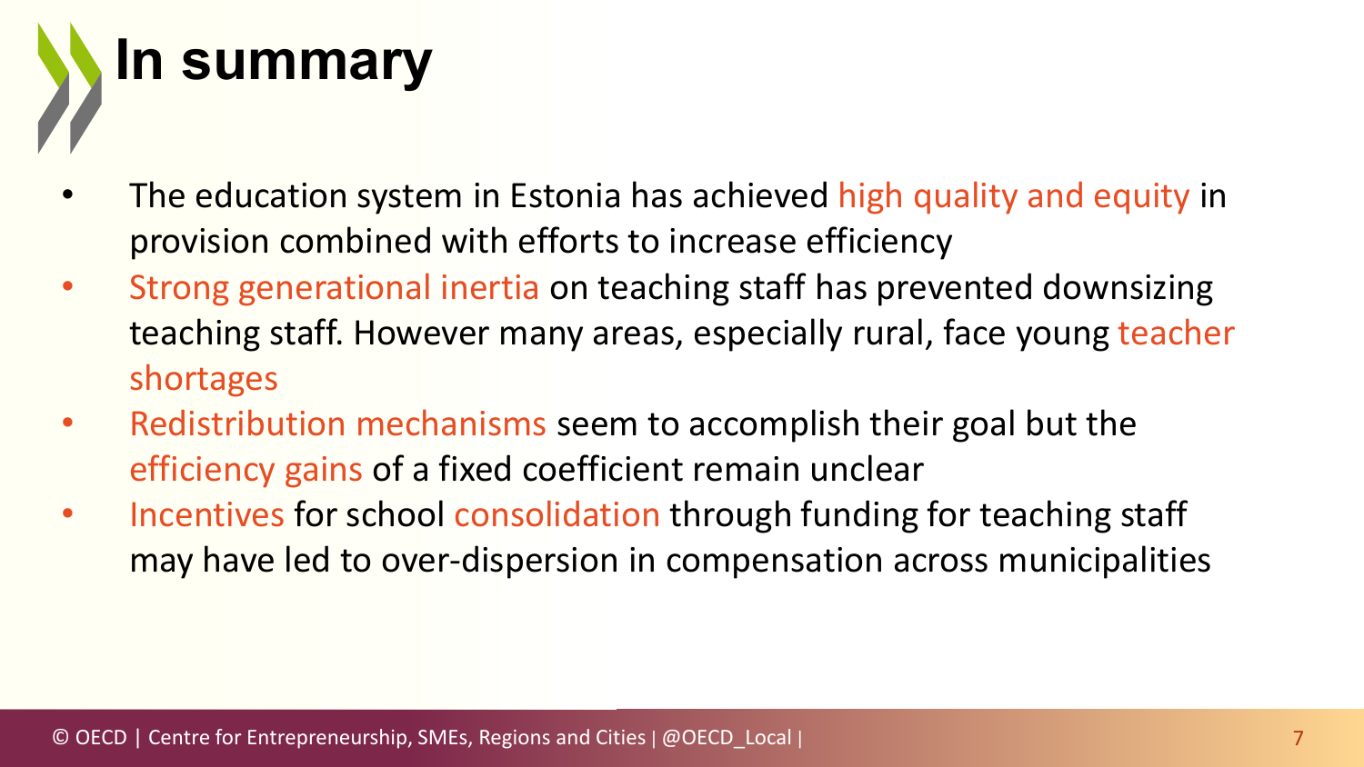# In summary

- The education system in Estonia has achieved high quality and equity in provision combined with efforts to increase efficiency
- Strong generational inertia on teaching staff has prevented downsizing teaching staff. However many areas, especially rural, face young teacher shortages
- Redistribution mechanisms seem to accomplish their goal but the efficiency gains of a fixed coefficient remain unclear
- Incentives for school consolidation through funding for teaching staff may have led to over-dispersion in compensation across municipalities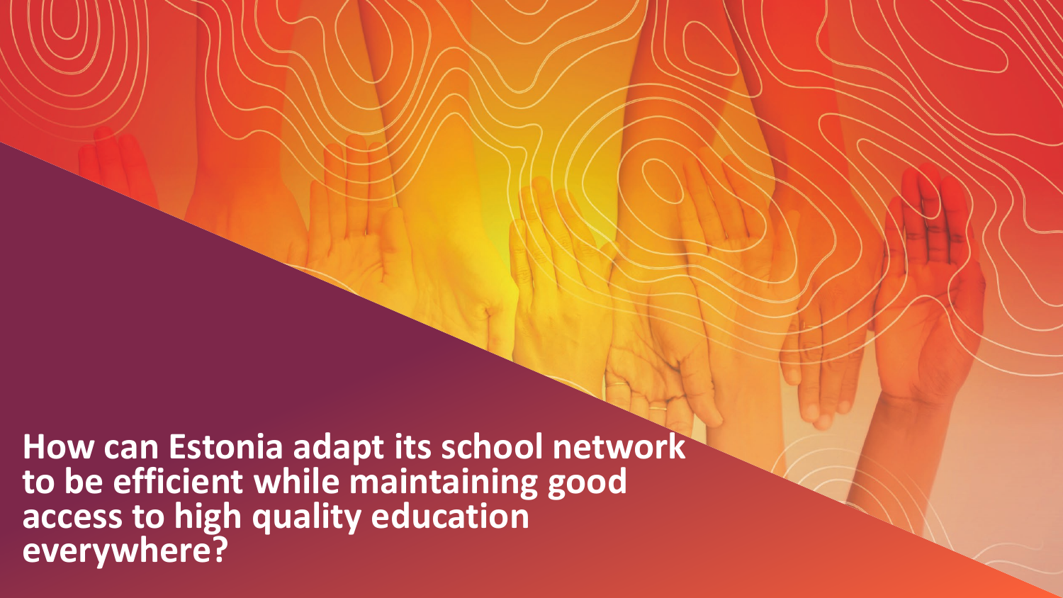# How can Estonia adapt its school network to be efficient while maintaining good access to high quality education everywhere?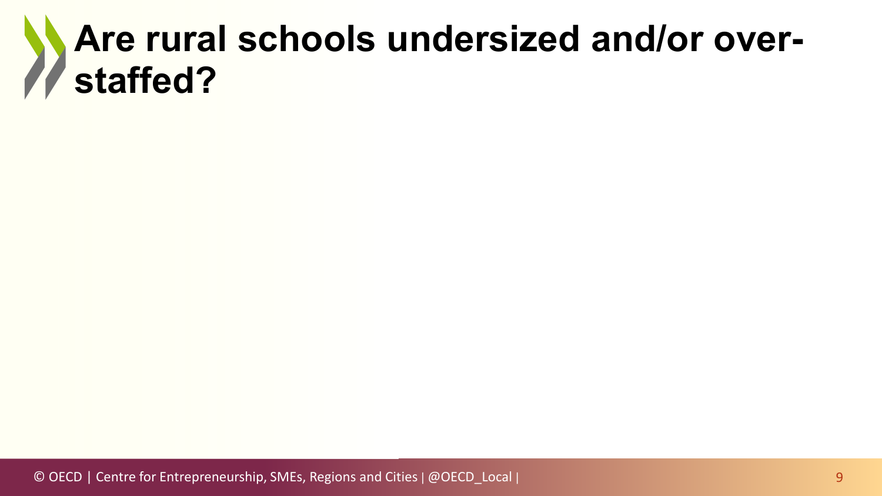# Are rural schools undersized and/or over-staffed?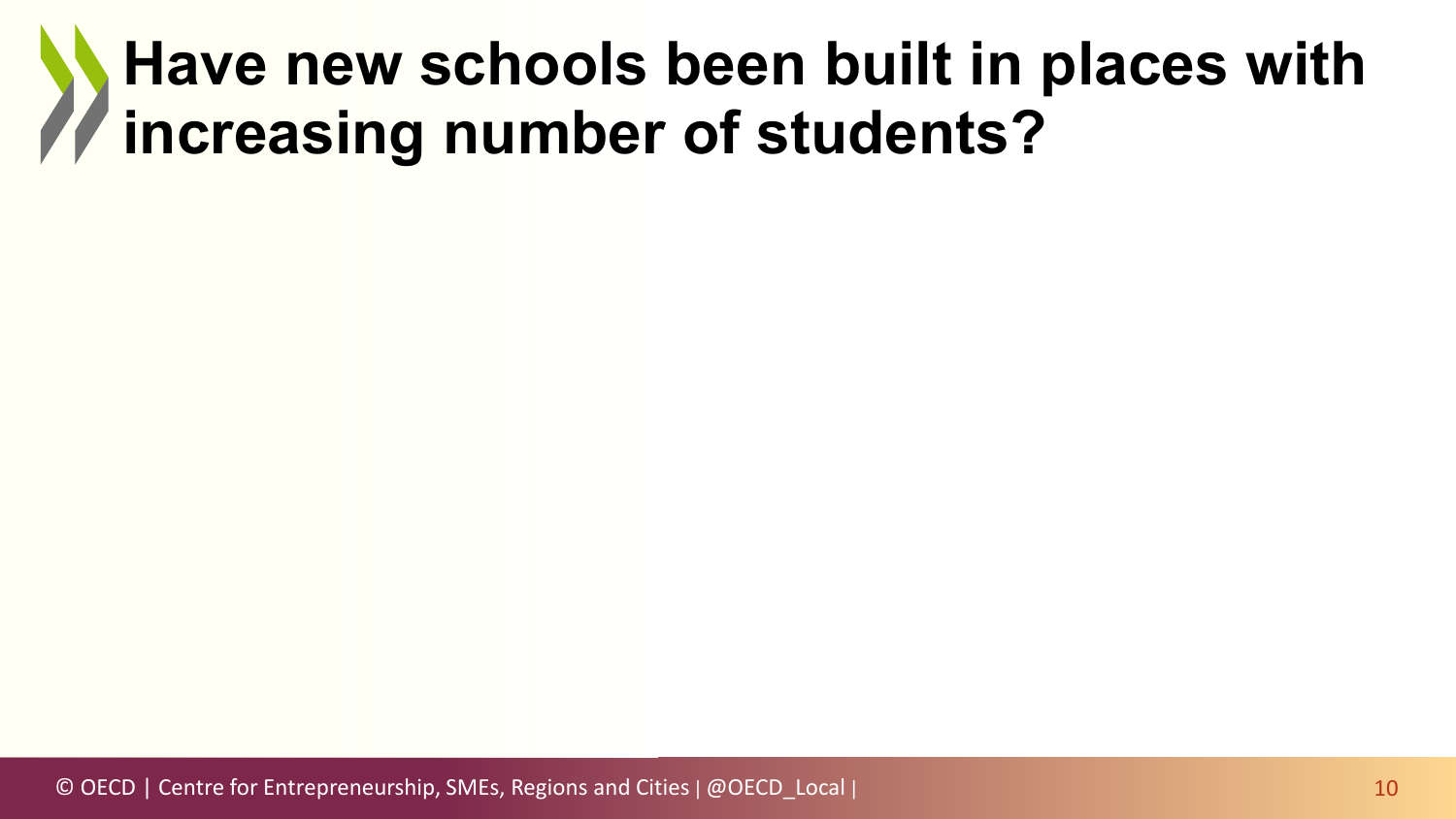# Have new schools been built in places with increasing number of students?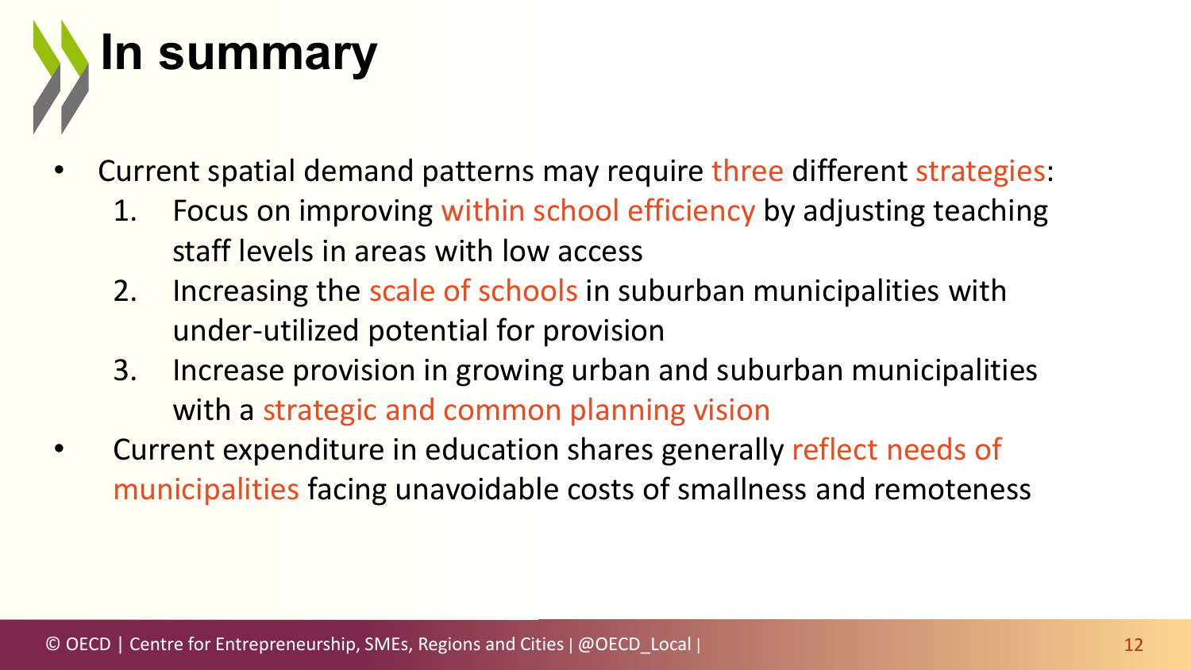# In summary

- Current spatial demand patterns may require three different strategies:
  1. Focus on improving within school efficiency by adjusting teaching staff levels in areas with low access
  2. Increasing the scale of schools in suburban municipalities with under-utilized potential for provision
  3. Increase provision in growing urban and suburban municipalities with a strategic and common planning vision
- Current expenditure in education shares generally reflect needs of municipalities facing unavoidable costs of smallness and remoteness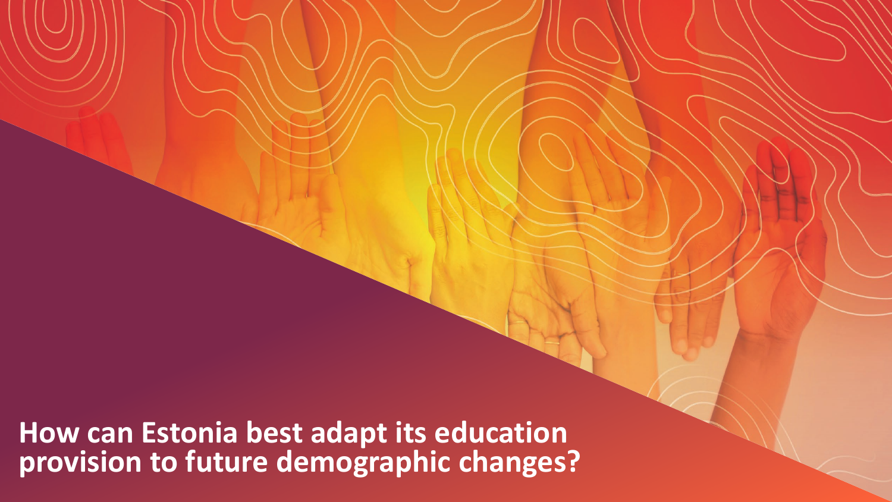# How can Estonia best adapt its education provision to future demographic changes?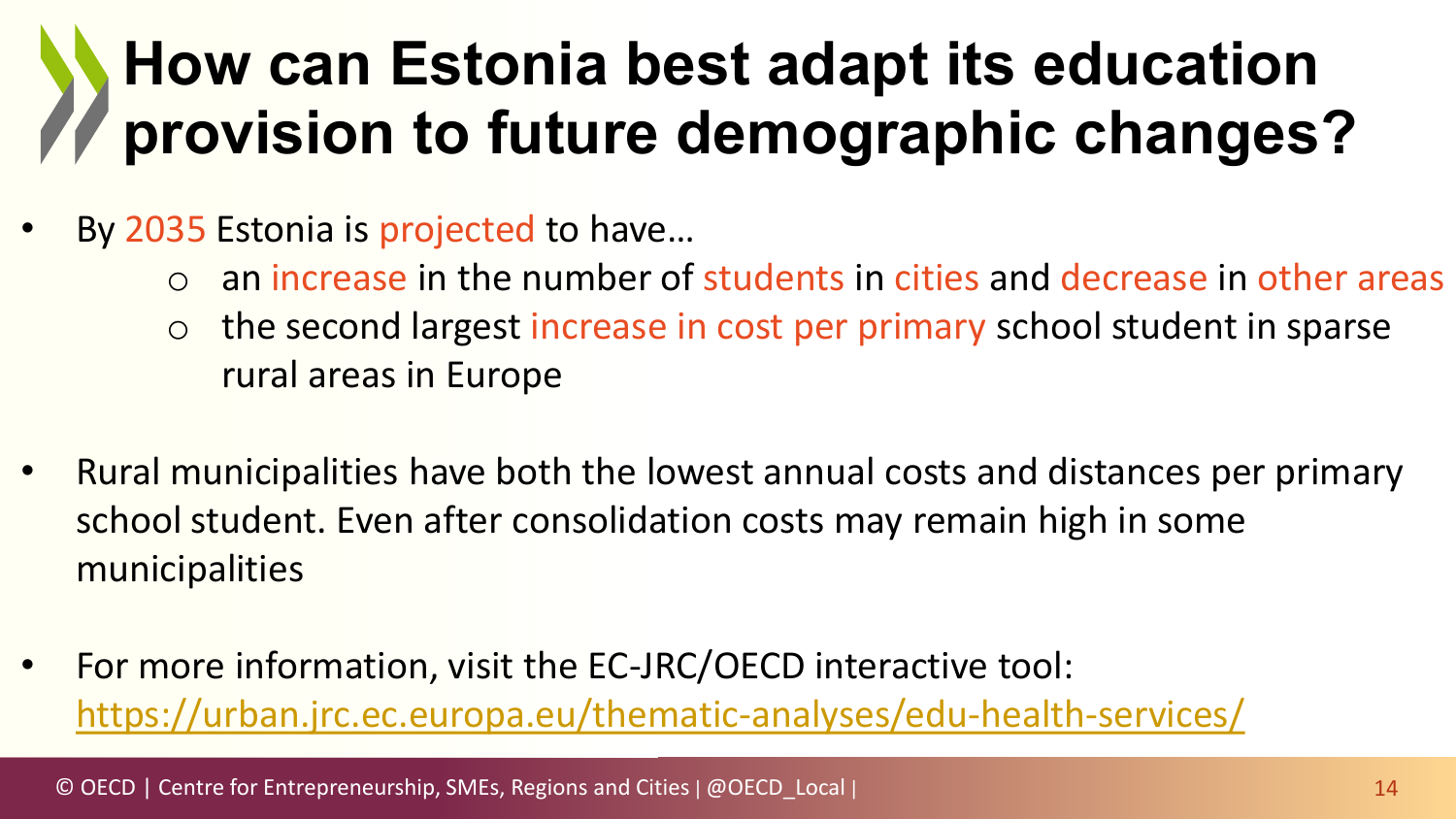# How can Estonia best adapt its education provision to future demographic changes?

- By 2035 Estonia is projected to have…
  - an increase in the number of students in cities and decrease in other areas
  - the second largest increase in cost per primary school student in sparse rural areas in Europe

- Rural municipalities have both the lowest annual costs and distances per primary school student. Even after consolidation costs may remain high in some municipalities

- For more information, visit the EC-JRC/OECD interactive tool: [https://urban.jrc.ec.europa.eu/thematic-analyses/edu-health-services/](https://urban.jrc.ec.europa.eu/thematic-analyses/edu-health-services/)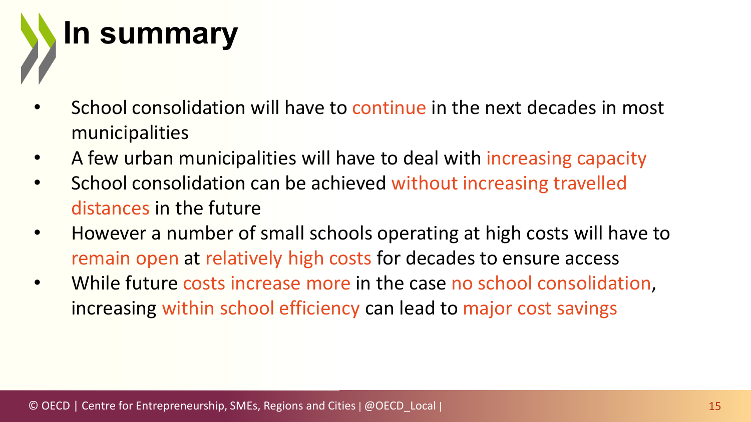# In summary

- School consolidation will have to continue in the next decades in most municipalities
- A few urban municipalities will have to deal with increasing capacity
- School consolidation can be achieved without increasing travelled distances in the future
- However a number of small schools operating at high costs will have to remain open at relatively high costs for decades to ensure access
- While future costs increase more in the case no school consolidation, increasing within school efficiency can lead to major cost savings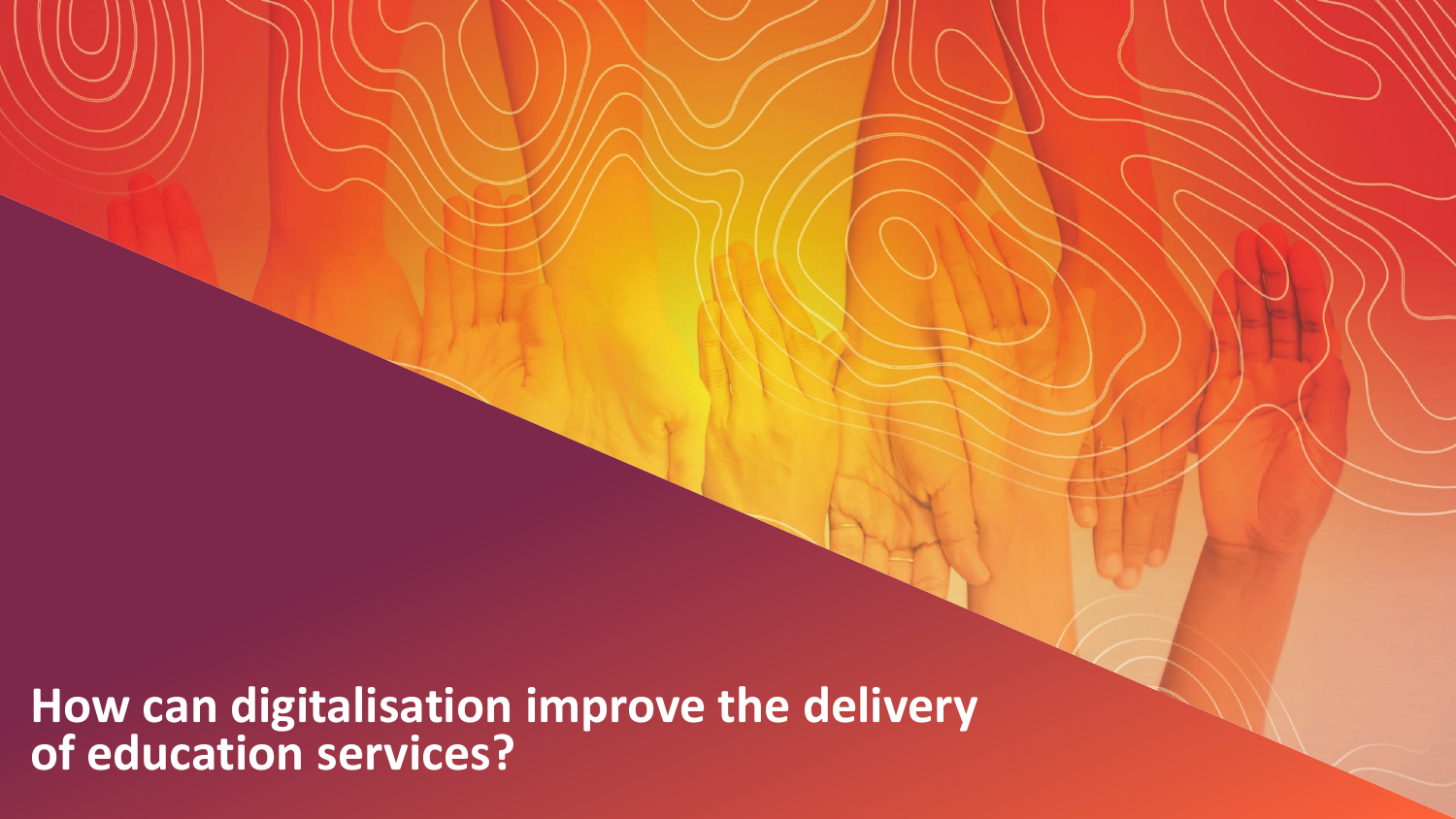# How can digitalisation improve the delivery of education services?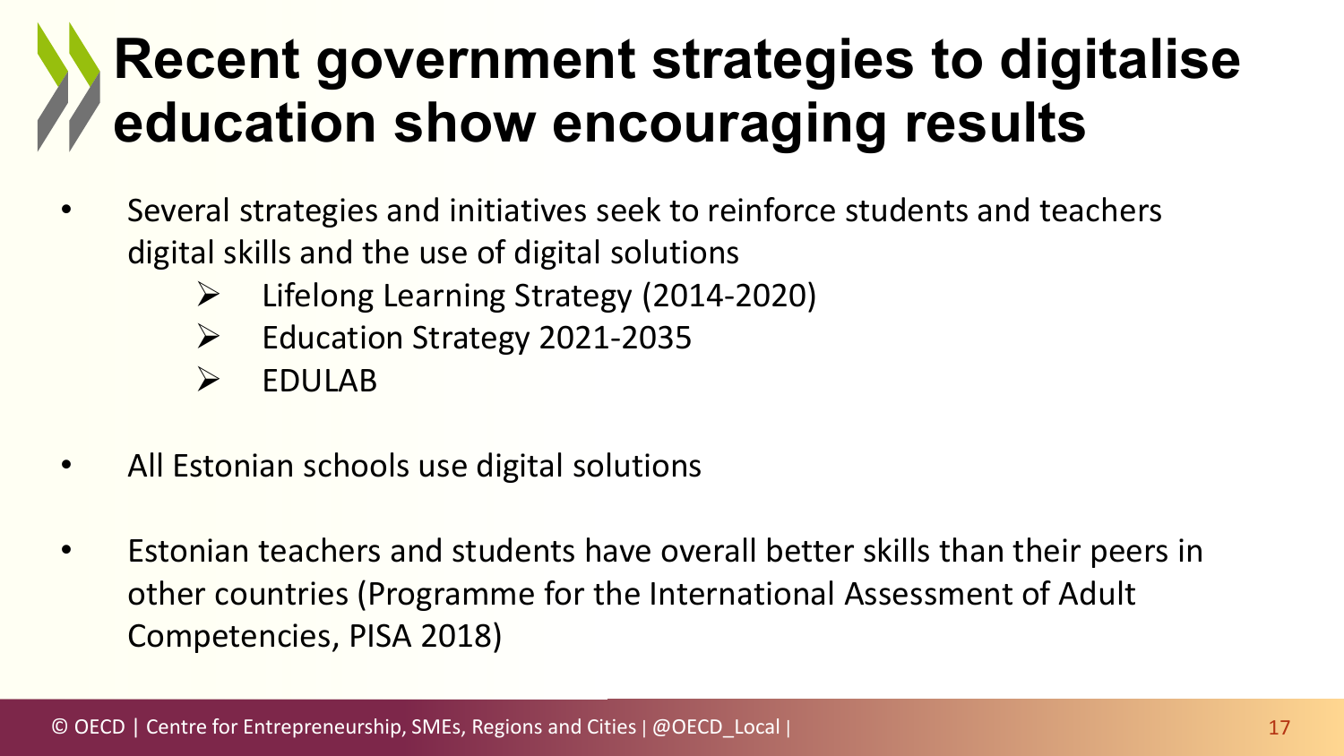# Recent government strategies to digitalise education show encouraging results

- Several strategies and initiatives seek to reinforce students and teachers digital skills and the use of digital solutions
  - Lifelong Learning Strategy (2014-2020)
  - Education Strategy 2021-2035
  - EDULAB
- All Estonian schools use digital solutions
- Estonian teachers and students have overall better skills than their peers in other countries (Programme for the International Assessment of Adult Competencies, PISA 2018)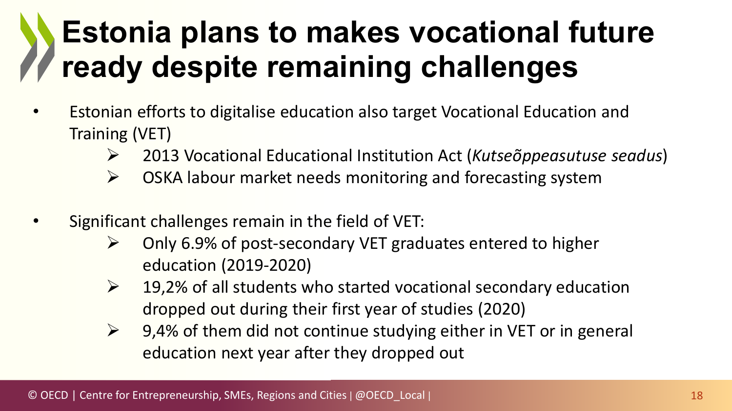# Estonia plans to makes vocational future ready despite remaining challenges

- Estonian efforts to digitalise education also target Vocational Education and Training (VET)
  - 2013 Vocational Educational Institution Act (*Kutseõppeasutuse seadus*)
  - OSKA labour market needs monitoring and forecasting system
- Significant challenges remain in the field of VET:
  - Only 6.9% of post-secondary VET graduates entered to higher education (2019-2020)
  - 19,2% of all students who started vocational secondary education dropped out during their first year of studies (2020)
  - 9,4% of them did not continue studying either in VET or in general education next year after they dropped out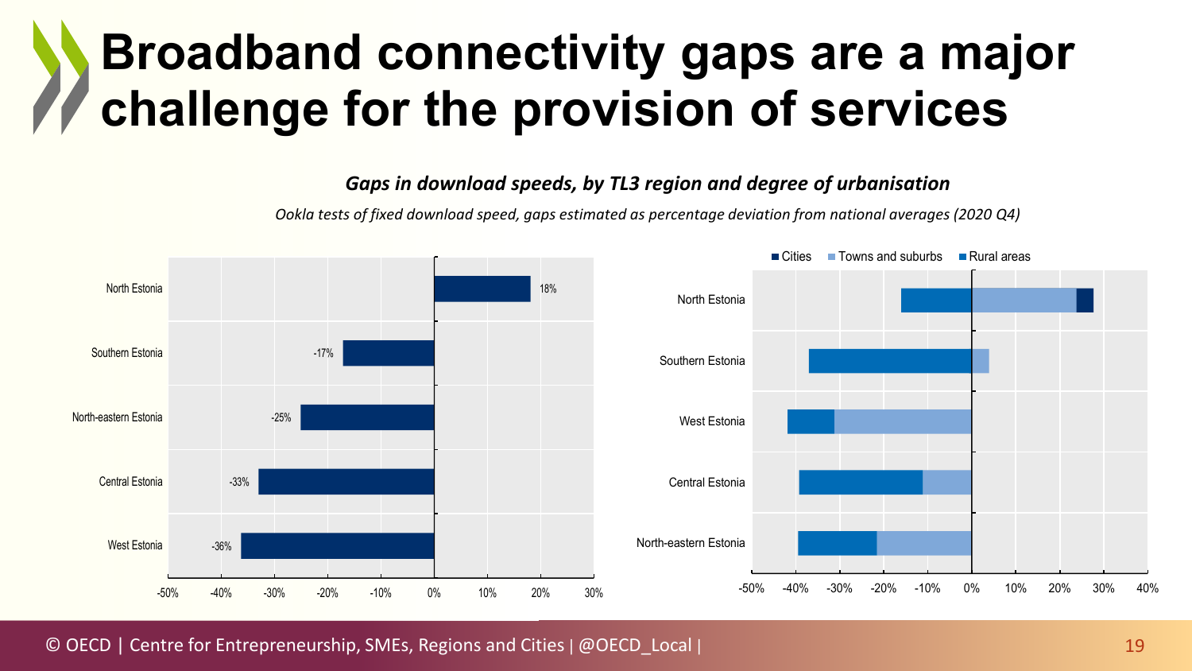# Broadband connectivity gaps are a major challenge for the provision of services

***Gaps in download speeds, by TL3 region and degree of urbanisation***

*Ookla tests of fixed download speed, gaps estimated as percentage deviation from national averages (2020 Q4)*

| Region | Gap |
|---|---|
| North Estonia | 18% |
| Southern Estonia | -17% |
| North-eastern Estonia | -25% |
| Central Estonia | -33% |
| West Estonia | -36% |

Legend: Cities, Towns and suburbs, Rural areas

Regions: North Estonia, Southern Estonia, West Estonia, Central Estonia, North-eastern Estonia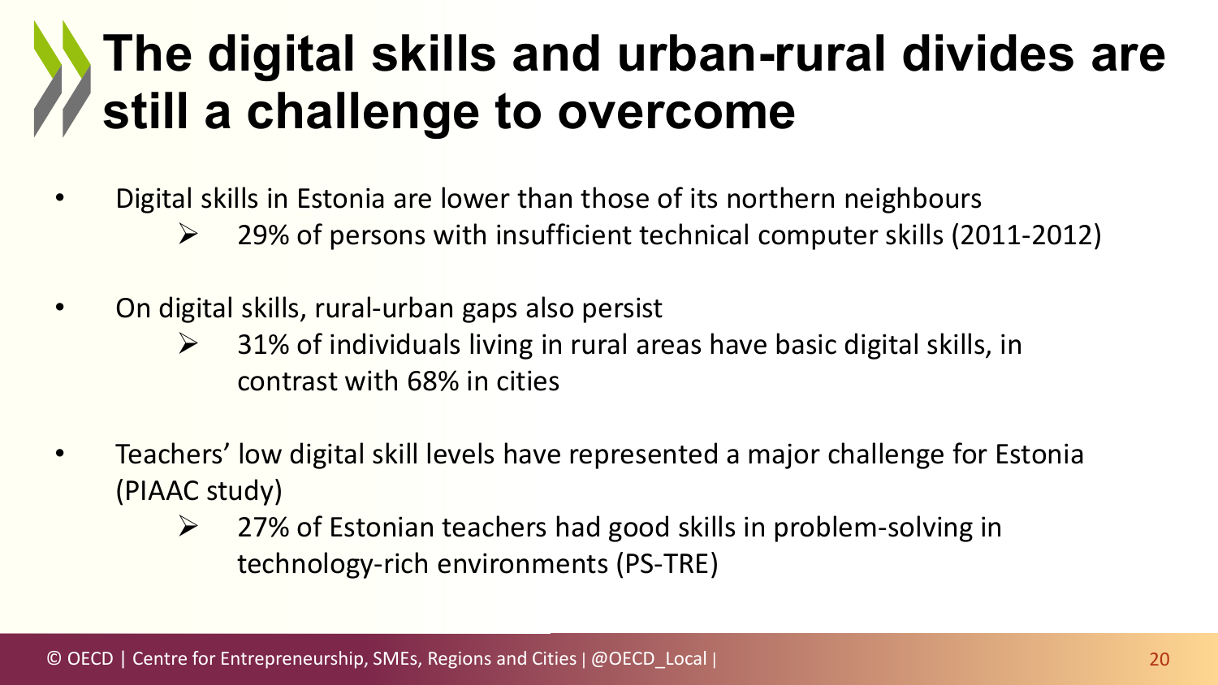# The digital skills and urban-rural divides are still a challenge to overcome

- Digital skills in Estonia are lower than those of its northern neighbours
  - 29% of persons with insufficient technical computer skills (2011-2012)
- On digital skills, rural-urban gaps also persist
  - 31% of individuals living in rural areas have basic digital skills, in contrast with 68% in cities
- Teachers' low digital skill levels have represented a major challenge for Estonia (PIAAC study)
  - 27% of Estonian teachers had good skills in problem-solving in technology-rich environments (PS-TRE)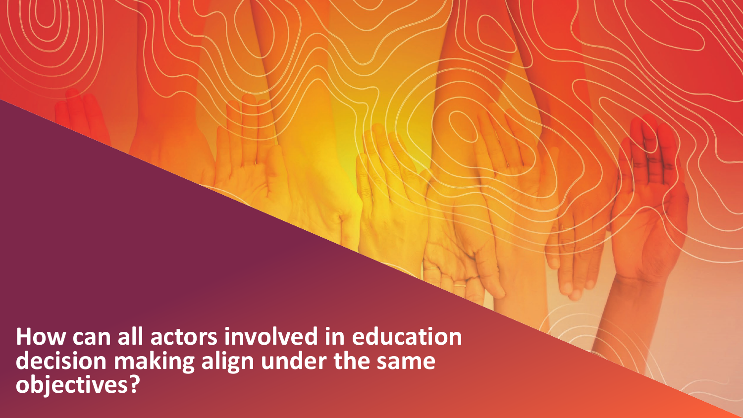**How can all actors involved in education decision making align under the same objectives?**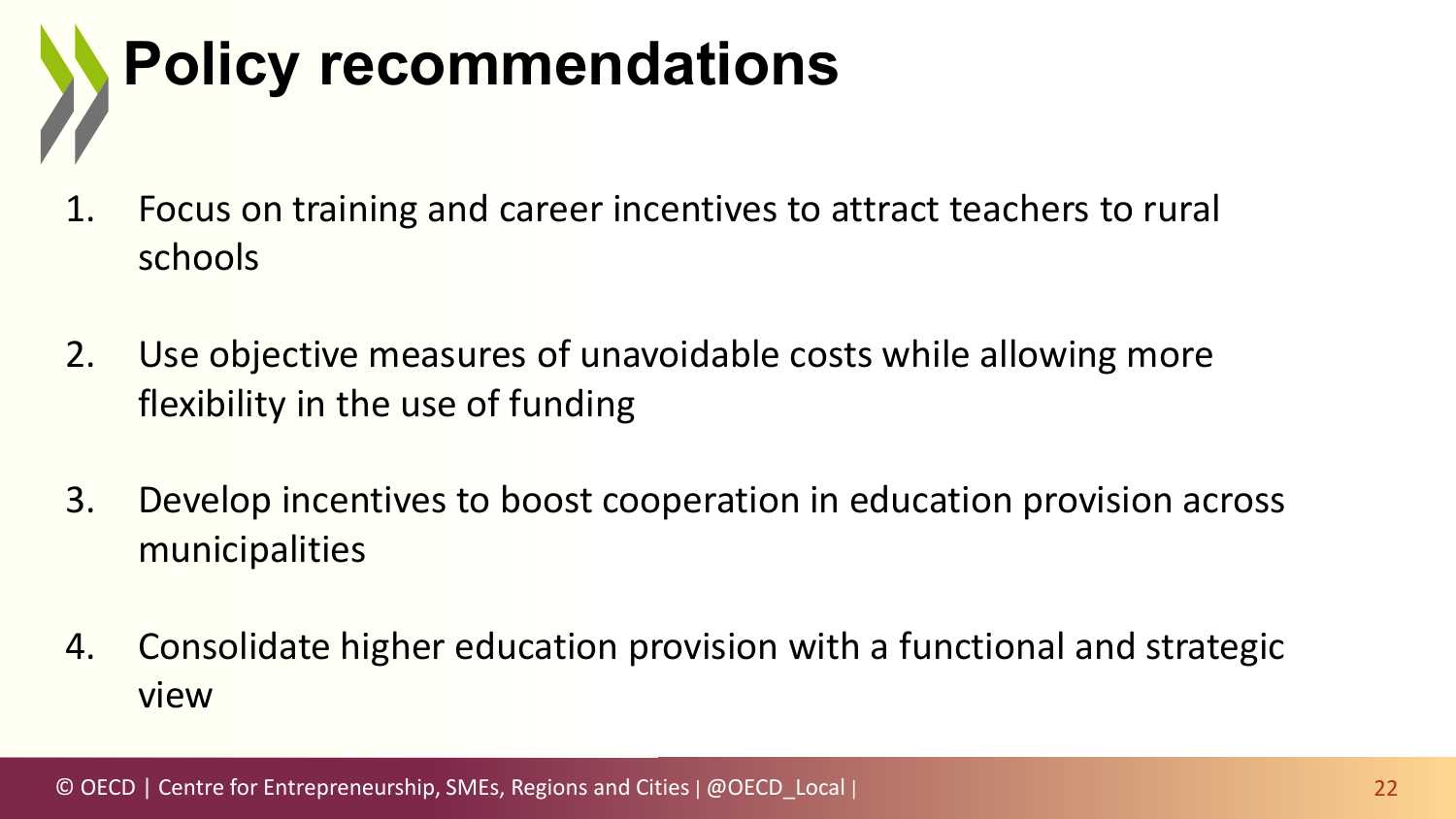# Policy recommendations

1. Focus on training and career incentives to attract teachers to rural schools
2. Use objective measures of unavoidable costs while allowing more flexibility in the use of funding
3. Develop incentives to boost cooperation in education provision across municipalities
4. Consolidate higher education provision with a functional and strategic view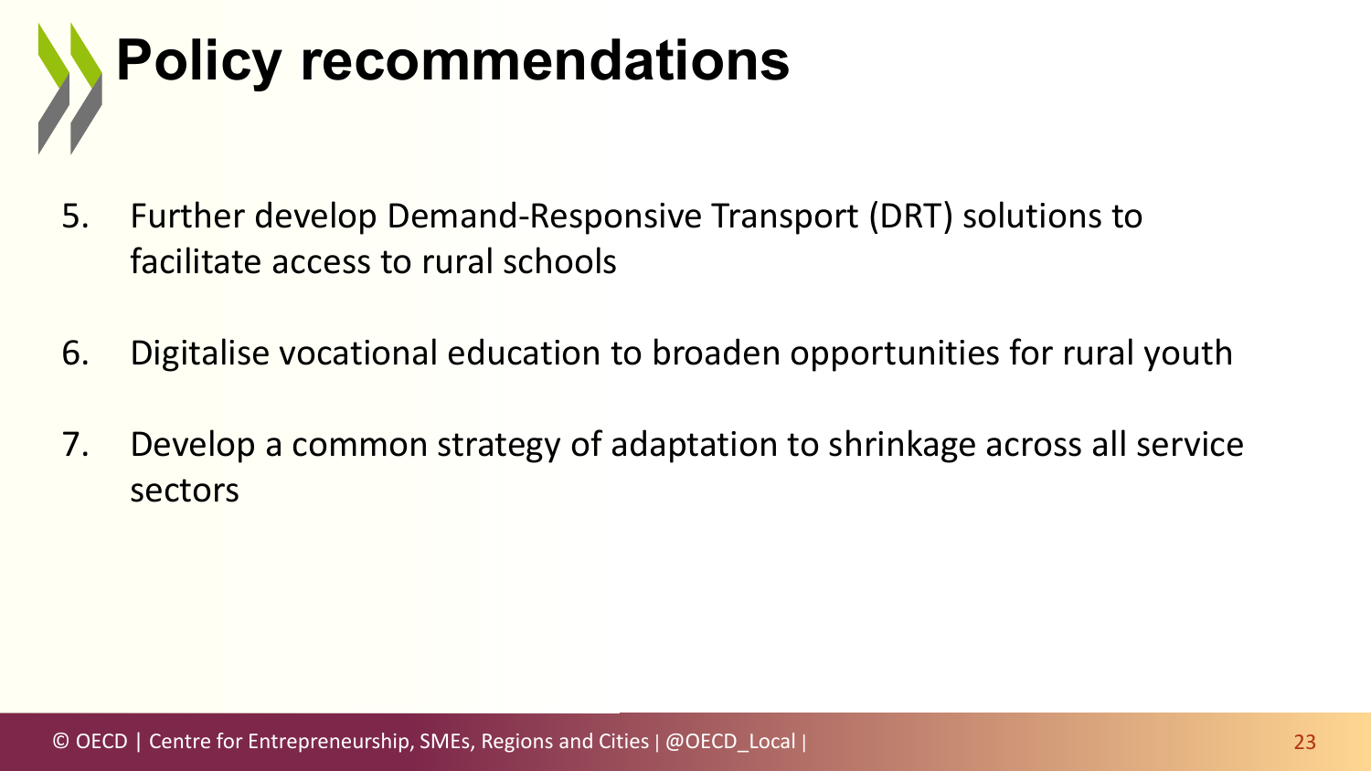# Policy recommendations

5. Further develop Demand-Responsive Transport (DRT) solutions to facilitate access to rural schools
6. Digitalise vocational education to broaden opportunities for rural youth
7. Develop a common strategy of adaptation to shrinkage across all service sectors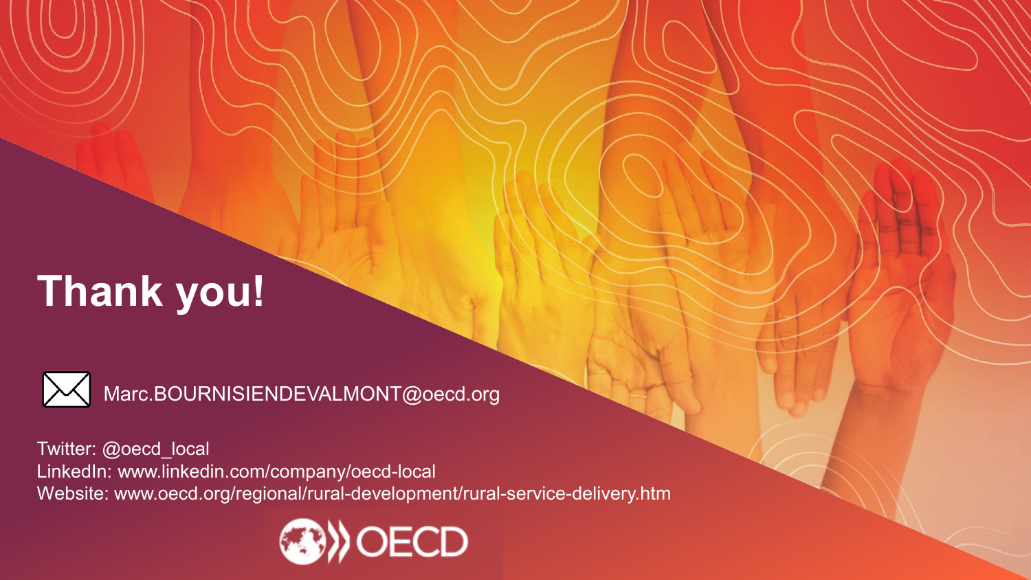# Thank you!

Marc.BOURNISIENDEVALMONT@oecd.org

Twitter: @oecd_local
LinkedIn: www.linkedin.com/company/oecd-local
Website: www.oecd.org/regional/rural-development/rural-service-delivery.htm

OECD